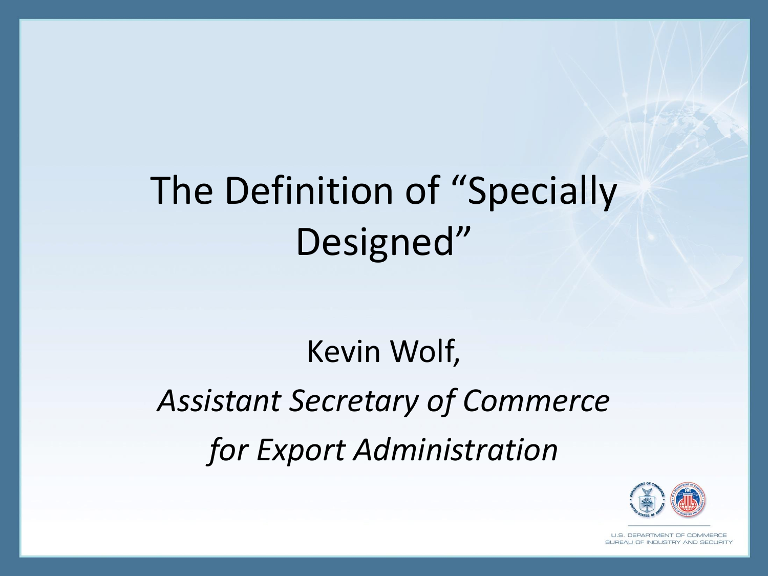# The Definition of "Specially Designed"

Kevin Wolf,

*Assistant Secretary of Commerce*

*for Export Administration*

U.S. DEPARTMENT OF COMMERCE
BUREAU OF INDUSTRY AND SECURITY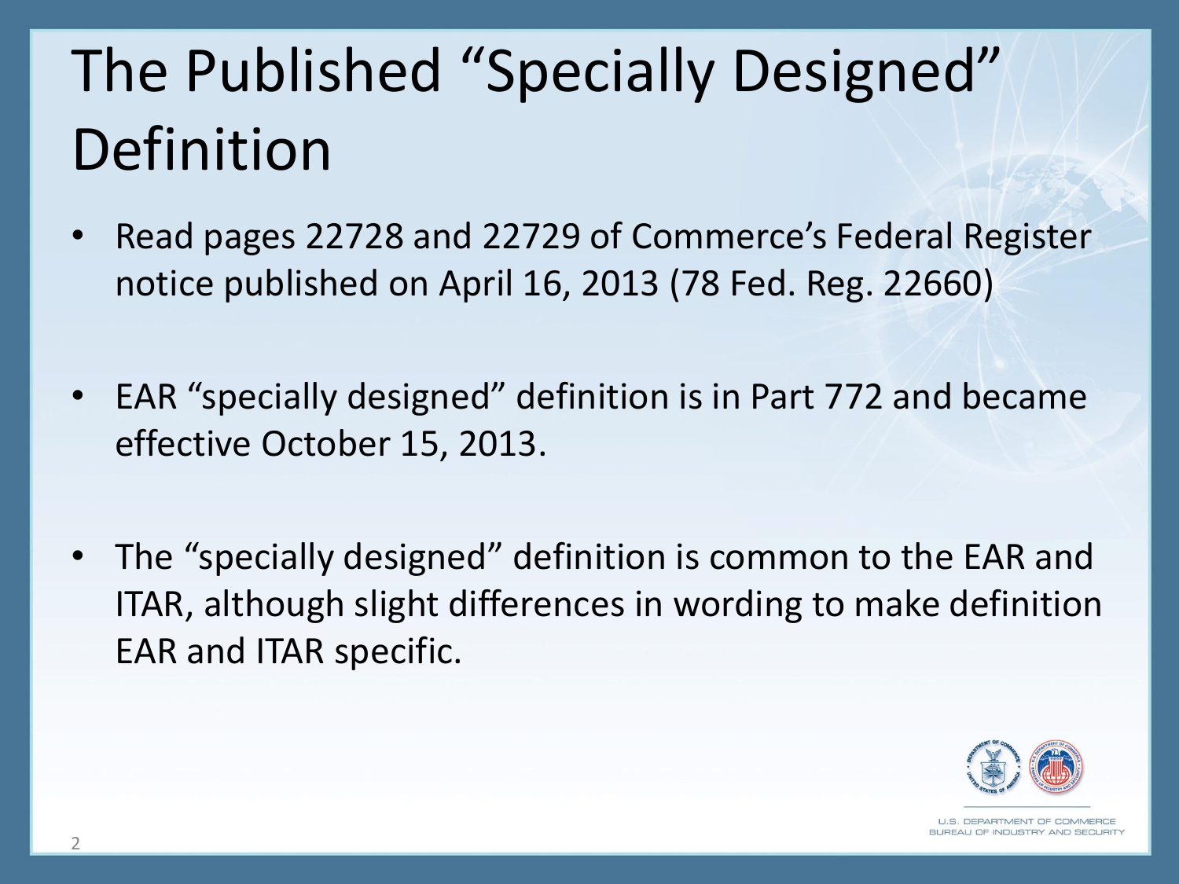# The Published "Specially Designed" Definition

- Read pages 22728 and 22729 of Commerce's Federal Register notice published on April 16, 2013 (78 Fed. Reg. 22660)
- EAR "specially designed" definition is in Part 772 and became effective October 15, 2013.
- The "specially designed" definition is common to the EAR and ITAR, although slight differences in wording to make definition EAR and ITAR specific.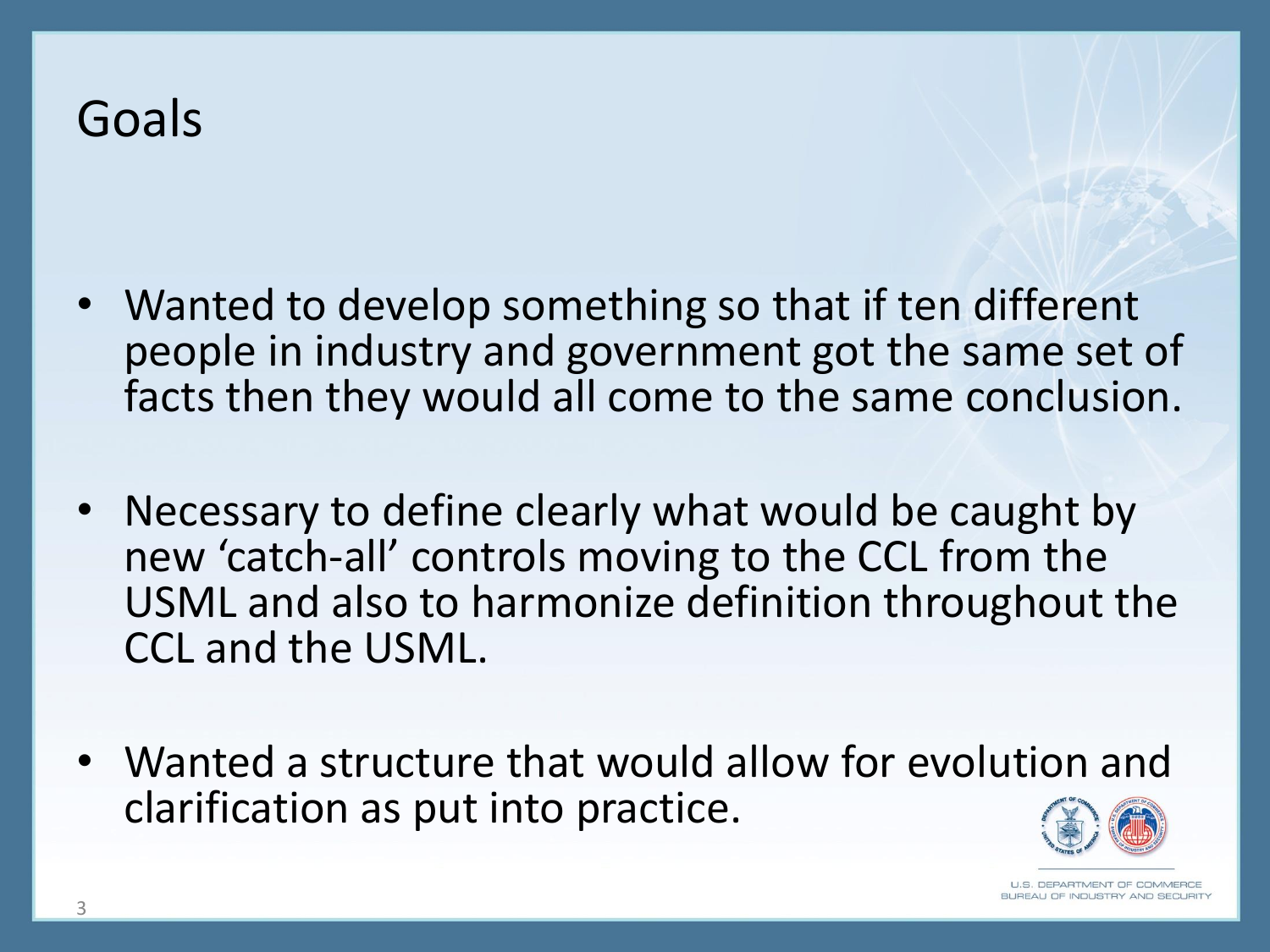# Goals

- Wanted to develop something so that if ten different people in industry and government got the same set of facts then they would all come to the same conclusion.
- Necessary to define clearly what would be caught by new 'catch-all' controls moving to the CCL from the USML and also to harmonize definition throughout the CCL and the USML.
- Wanted a structure that would allow for evolution and clarification as put into practice.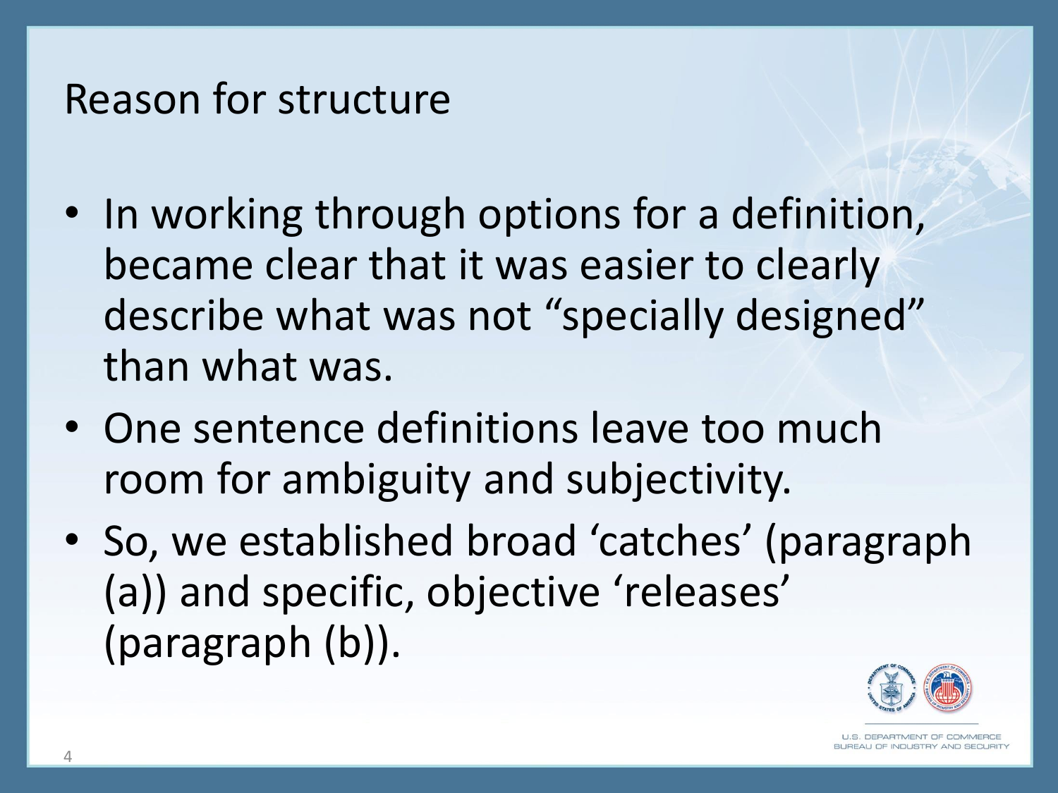## Reason for structure

- In working through options for a definition, became clear that it was easier to clearly describe what was not "specially designed" than what was.
- One sentence definitions leave too much room for ambiguity and subjectivity.
- So, we established broad 'catches' (paragraph (a)) and specific, objective 'releases' (paragraph (b)).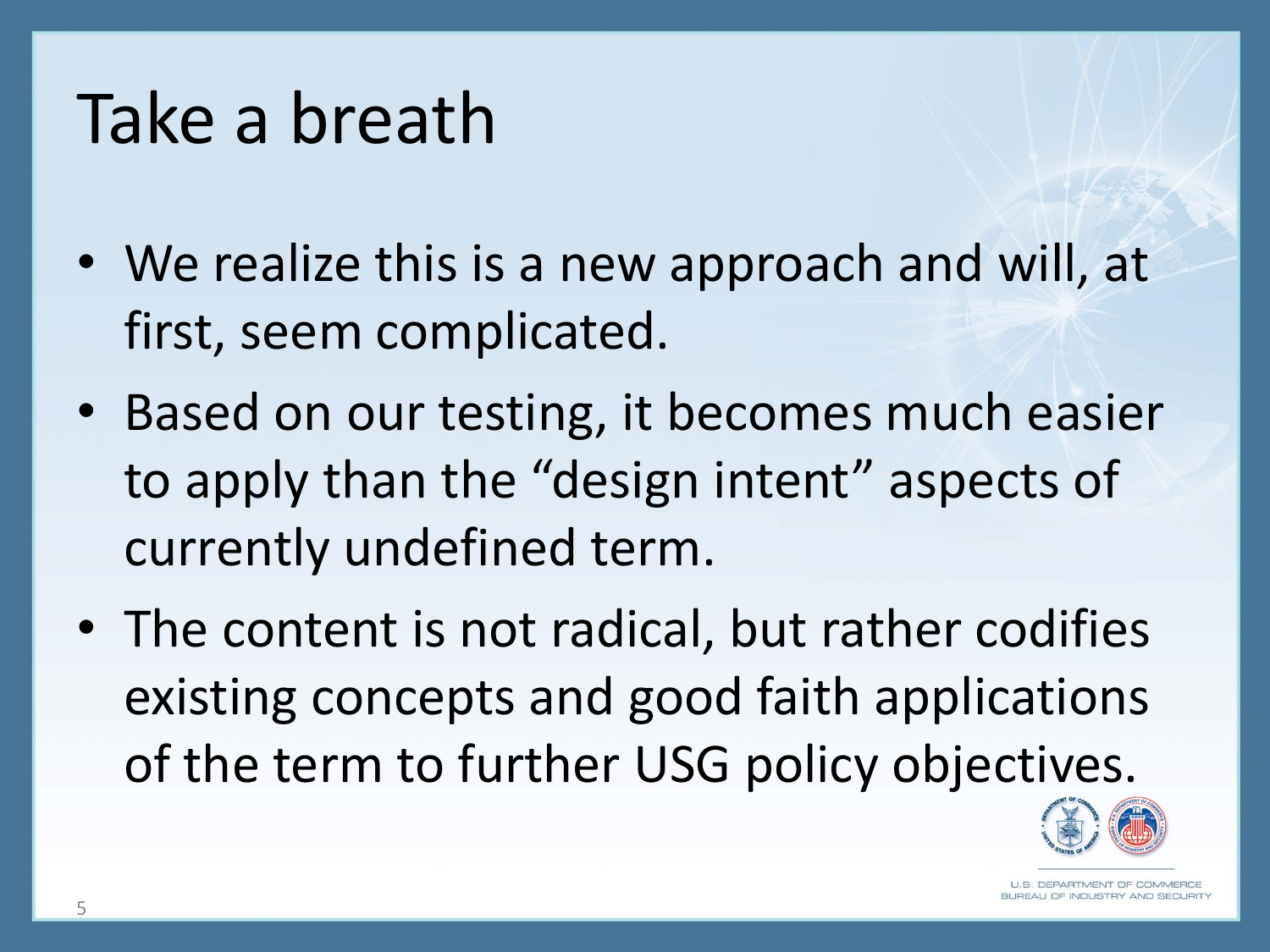# Take a breath

- We realize this is a new approach and will, at first, seem complicated.
- Based on our testing, it becomes much easier to apply than the "design intent" aspects of currently undefined term.
- The content is not radical, but rather codifies existing concepts and good faith applications of the term to further USG policy objectives.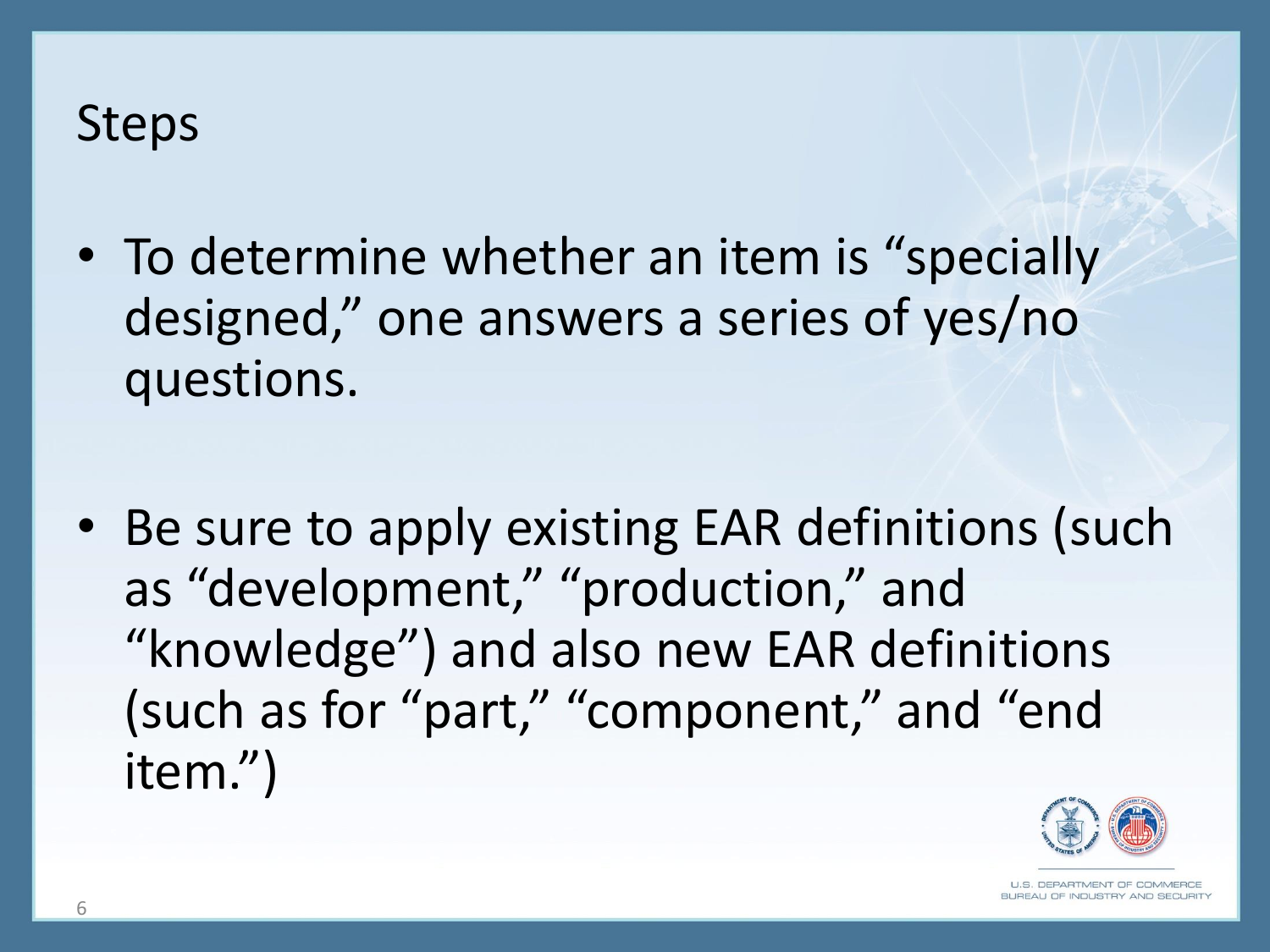# Steps

- To determine whether an item is "specially designed," one answers a series of yes/no questions.
- Be sure to apply existing EAR definitions (such as "development," "production," and "knowledge") and also new EAR definitions (such as for "part," "component," and "end item.")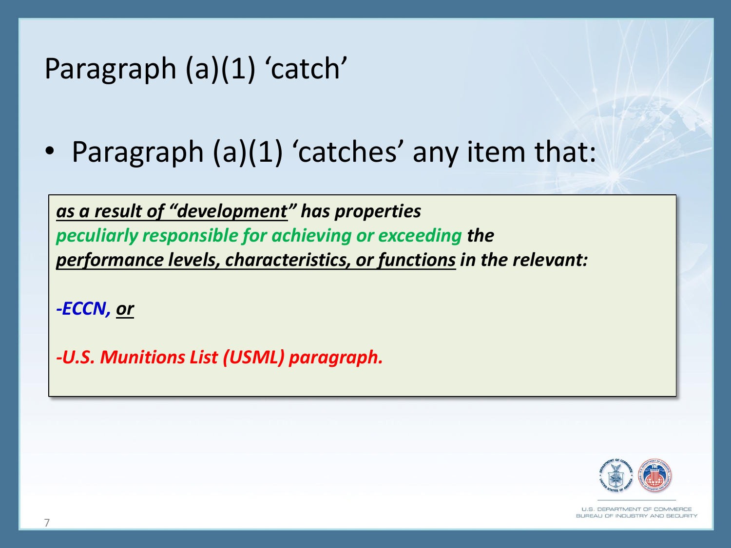# Paragraph (a)(1) 'catch'

- Paragraph (a)(1) 'catches' any item that:

***as a result of "development" has properties peculiarly responsible for achieving or exceeding the performance levels, characteristics, or functions in the relevant:***

***-ECCN, or***

***-U.S. Munitions List (USML) paragraph.***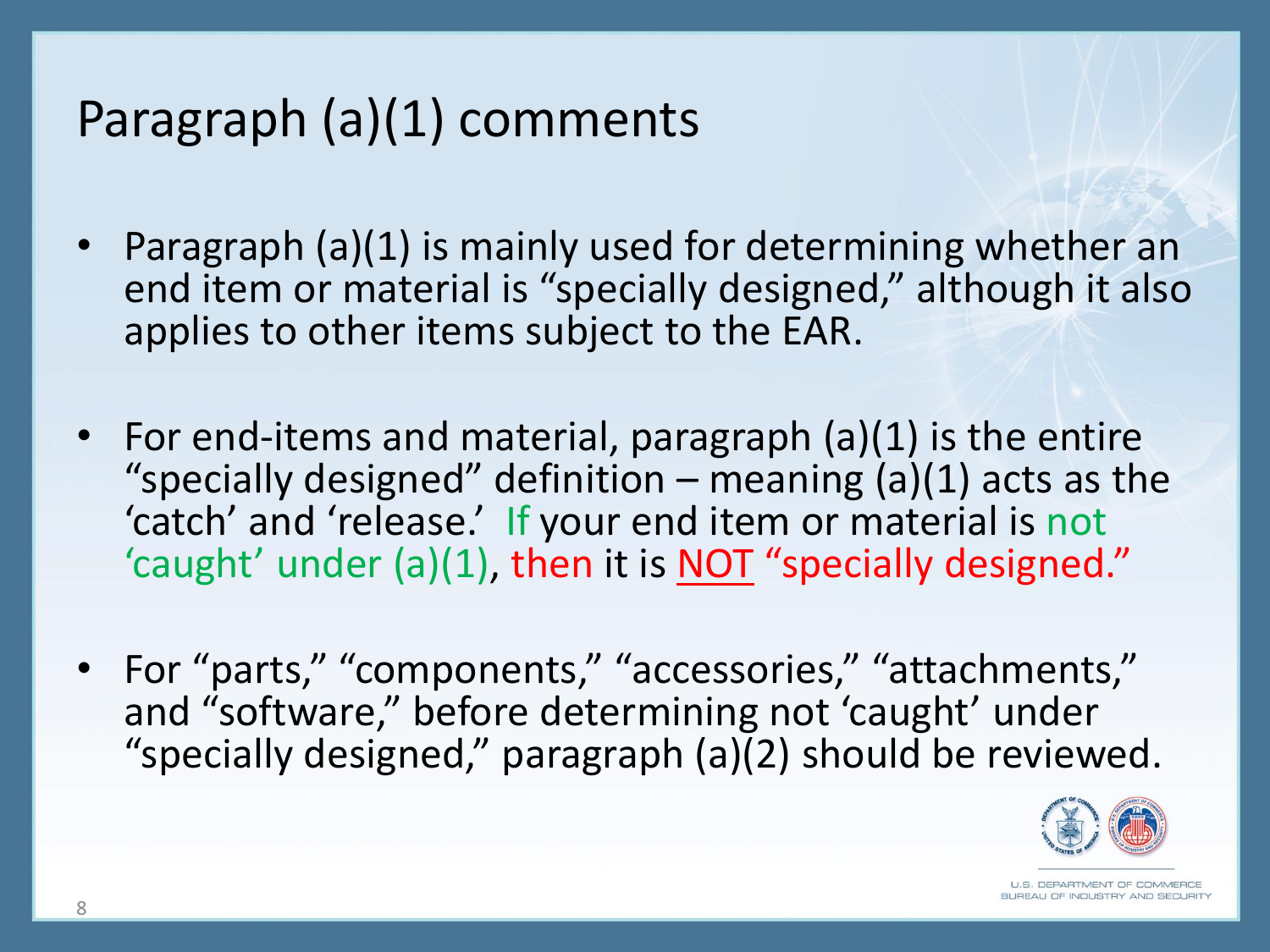# Paragraph (a)(1) comments

- Paragraph (a)(1) is mainly used for determining whether an end item or material is "specially designed," although it also applies to other items subject to the EAR.

- For end-items and material, paragraph (a)(1) is the entire "specially designed" definition – meaning (a)(1) acts as the 'catch' and 'release.' If your end item or material is not 'caught' under (a)(1), then it is NOT "specially designed."

- For "parts," "components," "accessories," "attachments," and "software," before determining not 'caught' under "specially designed," paragraph (a)(2) should be reviewed.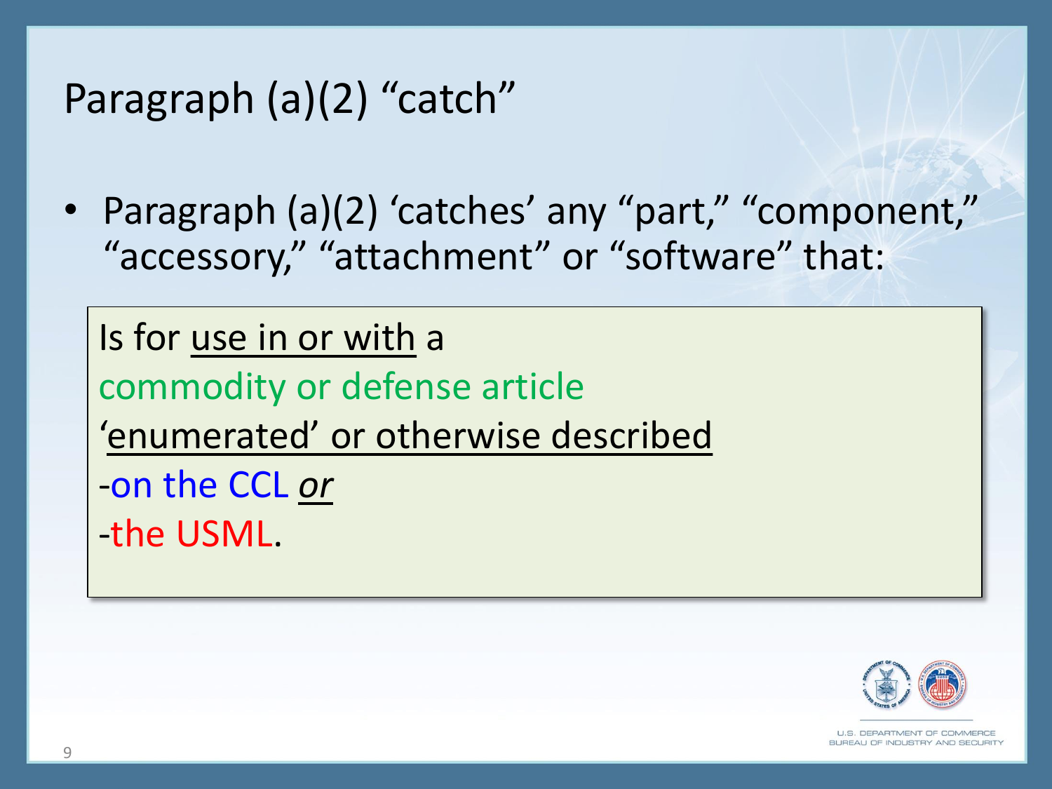# Paragraph (a)(2) "catch"

- Paragraph (a)(2) 'catches' any "part," "component," "accessory," "attachment" or "software" that:

> Is for <u>use in or with</u> a
> commodity or defense article
> <u>'enumerated' or otherwise described</u>
> -on the CCL *<u>or</u>*
> -the USML.

U.S. DEPARTMENT OF COMMERCE
BUREAU OF INDUSTRY AND SECURITY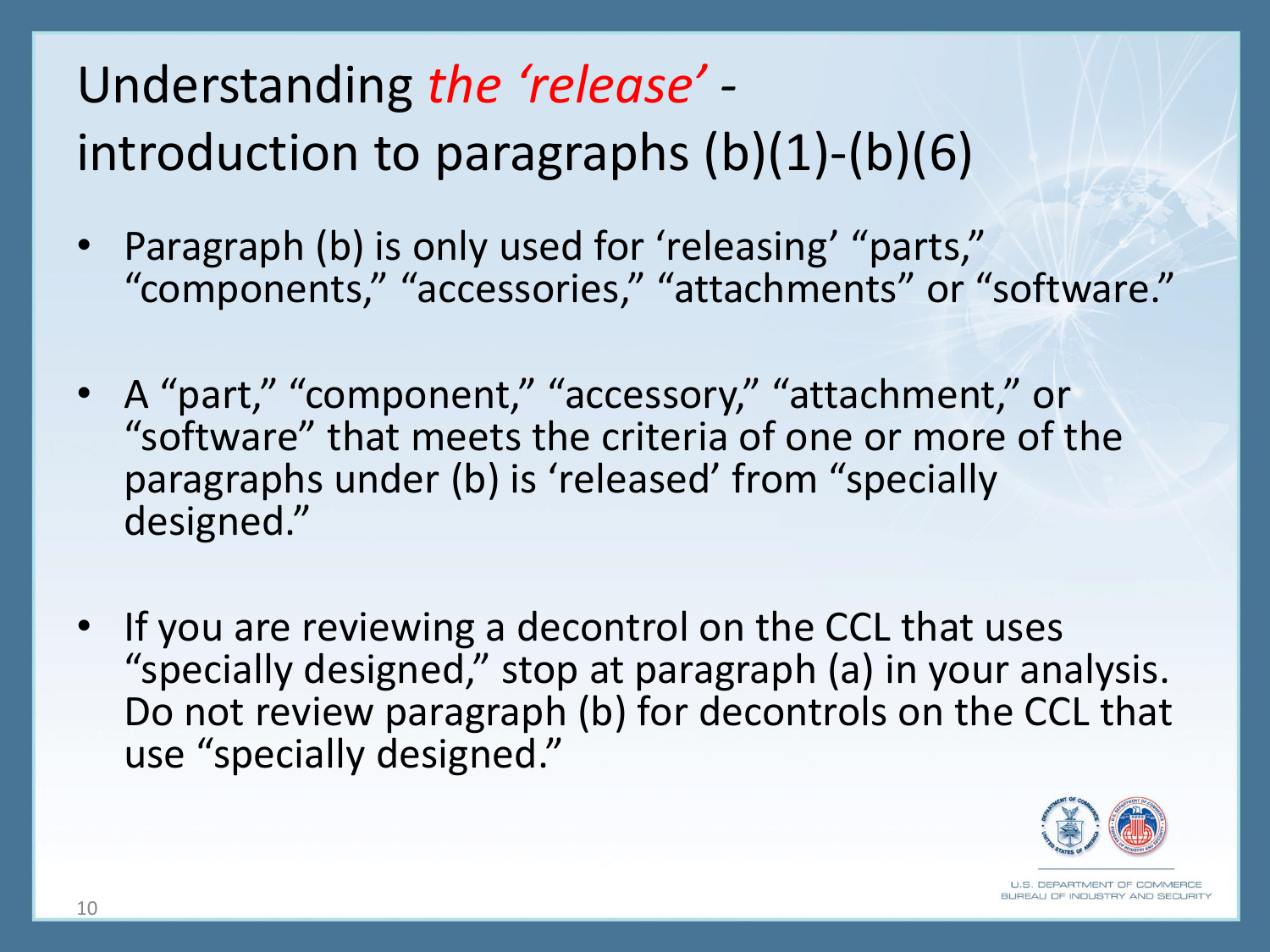# Understanding *the ‘release’* - introduction to paragraphs (b)(1)-(b)(6)

- Paragraph (b) is only used for ‘releasing’ “parts,” “components,” “accessories,” “attachments” or “software.”
- A “part,” “component,” “accessory,” “attachment,” or “software” that meets the criteria of one or more of the paragraphs under (b) is ‘released’ from “specially designed.”
- If you are reviewing a decontrol on the CCL that uses “specially designed,” stop at paragraph (a) in your analysis. Do not review paragraph (b) for decontrols on the CCL that use “specially designed.”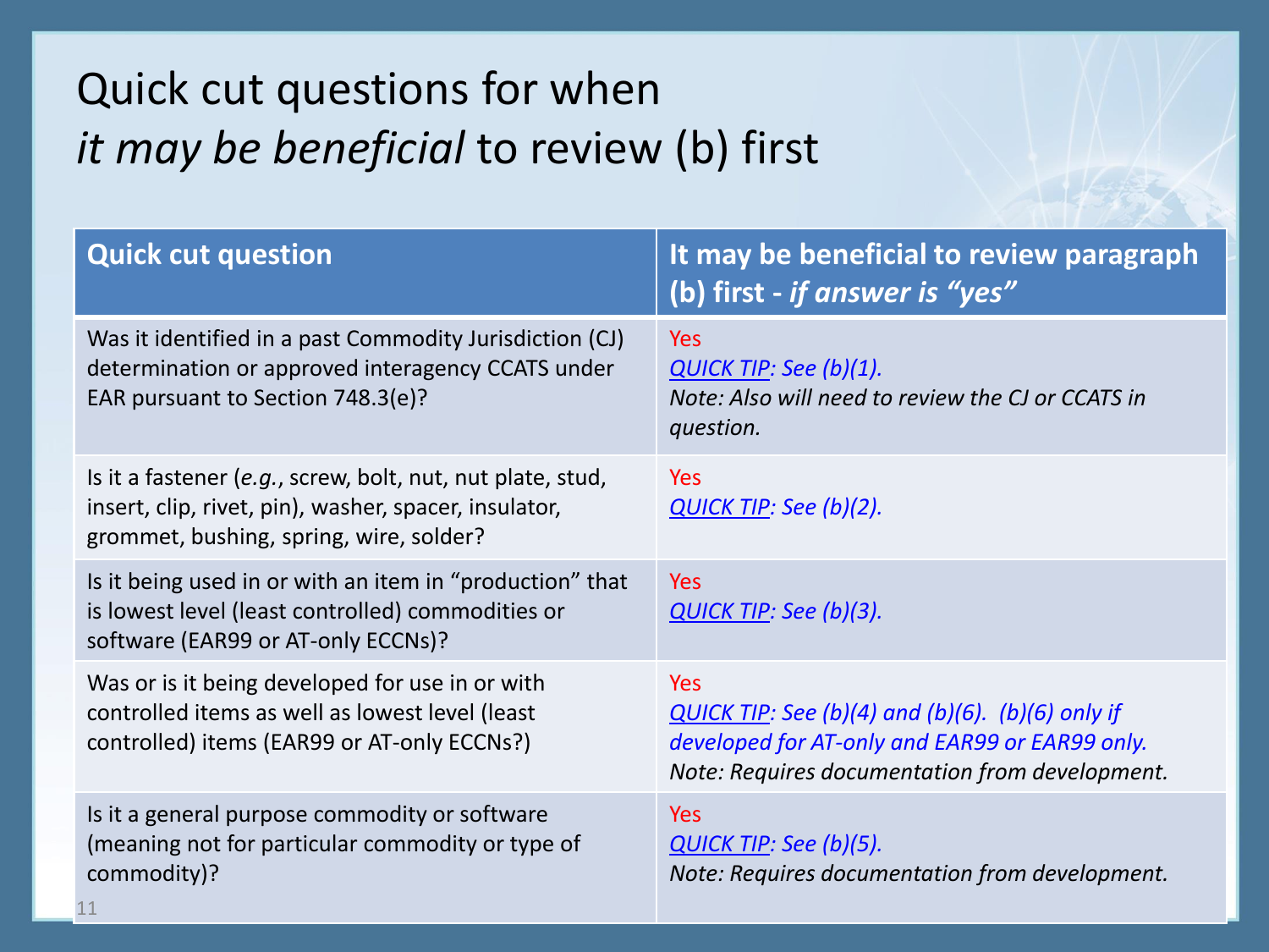# Quick cut questions for when *it may be beneficial* to review (b) first

| Quick cut question | It may be beneficial to review paragraph (b) first - *if answer is "yes"* |
|---|---|
| Was it identified in a past Commodity Jurisdiction (CJ) determination or approved interagency CCATS under EAR pursuant to Section 748.3(e)? | Yes<br>*QUICK TIP: See (b)(1).*<br>*Note: Also will need to review the CJ or CCATS in question.* |
| Is it a fastener (*e.g.*, screw, bolt, nut, nut plate, stud, insert, clip, rivet, pin), washer, spacer, insulator, grommet, bushing, spring, wire, solder? | Yes<br>*QUICK TIP: See (b)(2).* |
| Is it being used in or with an item in "production" that is lowest level (least controlled) commodities or software (EAR99 or AT-only ECCNs)? | Yes<br>*QUICK TIP: See (b)(3).* |
| Was or is it being developed for use in or with controlled items as well as lowest level (least controlled) items (EAR99 or AT-only ECCNs?) | Yes<br>*QUICK TIP: See (b)(4) and (b)(6). (b)(6) only if developed for AT-only and EAR99 or EAR99 only.*<br>*Note: Requires documentation from development.* |
| Is it a general purpose commodity or software (meaning not for particular commodity or type of commodity)? | Yes<br>*QUICK TIP: See (b)(5).*<br>*Note: Requires documentation from development.* |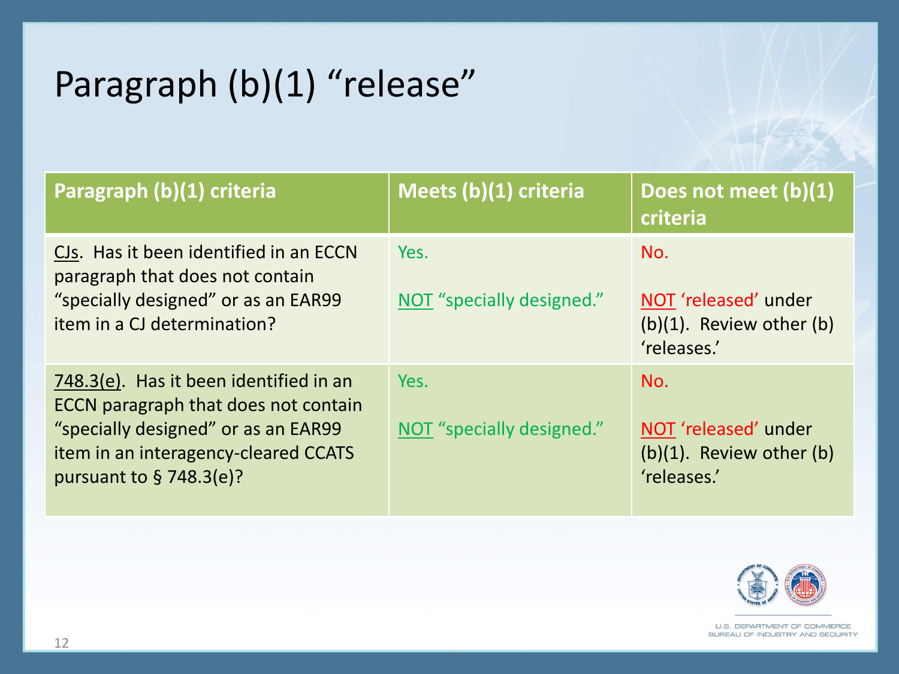# Paragraph (b)(1) “release”

| Paragraph (b)(1) criteria | Meets (b)(1) criteria | Does not meet (b)(1) criteria |
|---|---|---|
| <u>CJs</u>. Has it been identified in an ECCN paragraph that does not contain “specially designed” or as an EAR99 item in a CJ determination? | Yes.<br><br><u>NOT</u> “specially designed.” | No.<br><br><u>NOT</u> ‘released’ under (b)(1). Review other (b) ‘releases.’ |
| <u>748.3(e)</u>. Has it been identified in an ECCN paragraph that does not contain “specially designed” or as an EAR99 item in an interagency-cleared CCATS pursuant to § 748.3(e)? | Yes.<br><br><u>NOT</u> “specially designed.” | No.<br><br><u>NOT</u> ‘released’ under (b)(1). Review other (b) ‘releases.’ |

U.S. DEPARTMENT OF COMMERCE
BUREAU OF INDUSTRY AND SECURITY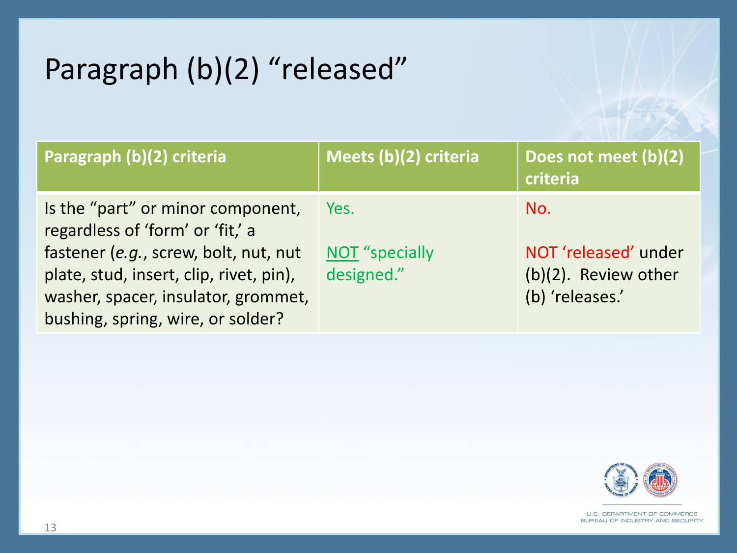# Paragraph (b)(2) "released"

| Paragraph (b)(2) criteria | Meets (b)(2) criteria | Does not meet (b)(2) criteria |
|---|---|---|
| Is the "part" or minor component, regardless of 'form' or 'fit,' a fastener (*e.g.*, screw, bolt, nut, nut plate, stud, insert, clip, rivet, pin), washer, spacer, insulator, grommet, bushing, spring, wire, or solder? | Yes.<br><br>NOT "specially designed." | No.<br><br>NOT 'released' under (b)(2). Review other (b) 'releases.' |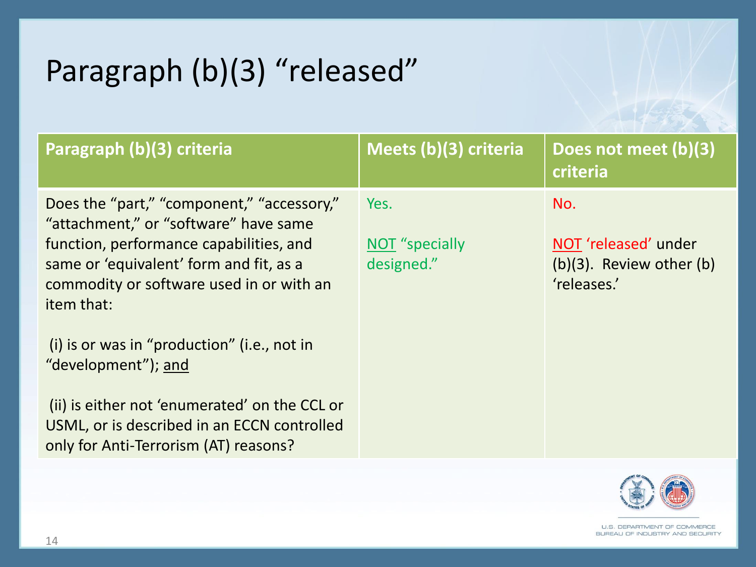# Paragraph (b)(3) “released”

| Paragraph (b)(3) criteria | Meets (b)(3) criteria | Does not meet (b)(3) criteria |
|---|---|---|
| Does the “part,” “component,” “accessory,” “attachment,” or “software” have same function, performance capabilities, and same or ‘equivalent’ form and fit, as a commodity or software used in or with an item that:<br><br>(i) is or was in “production” (i.e., not in “development”); <u>and</u><br><br>(ii) is either not ‘enumerated’ on the CCL or USML, or is described in an ECCN controlled only for Anti-Terrorism (AT) reasons? | Yes.<br><br><u>NOT</u> “specially designed.” | No.<br><br><u>NOT</u> ‘released’ under (b)(3). Review other (b) ‘releases.’ |

U.S. DEPARTMENT OF COMMERCE
BUREAU OF INDUSTRY AND SECURITY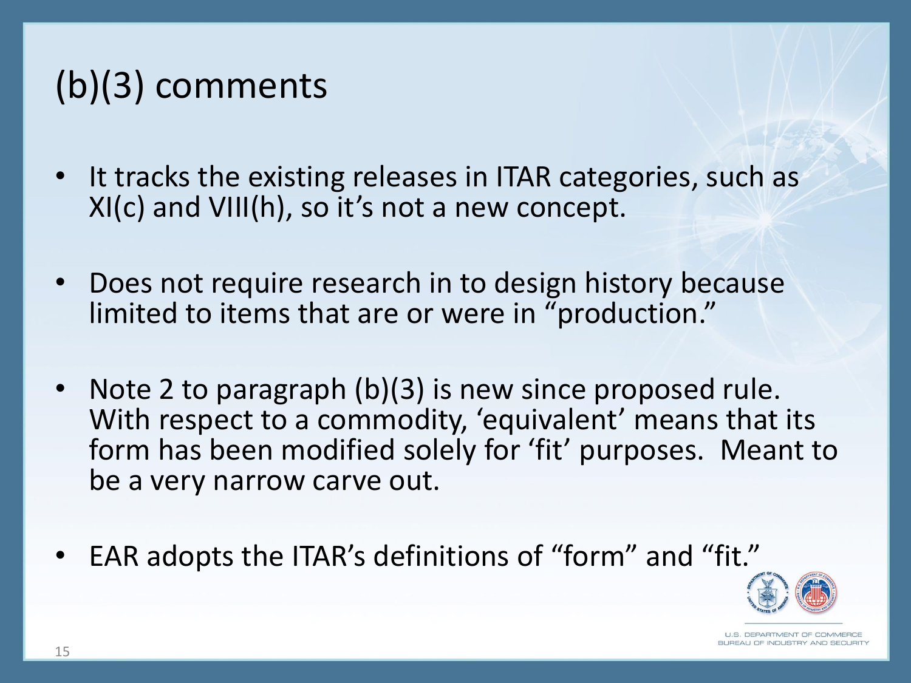# (b)(3) comments

- It tracks the existing releases in ITAR categories, such as XI(c) and VIII(h), so it's not a new concept.
- Does not require research in to design history because limited to items that are or were in "production."
- Note 2 to paragraph (b)(3) is new since proposed rule. With respect to a commodity, 'equivalent' means that its form has been modified solely for 'fit' purposes. Meant to be a very narrow carve out.
- EAR adopts the ITAR's definitions of "form" and "fit."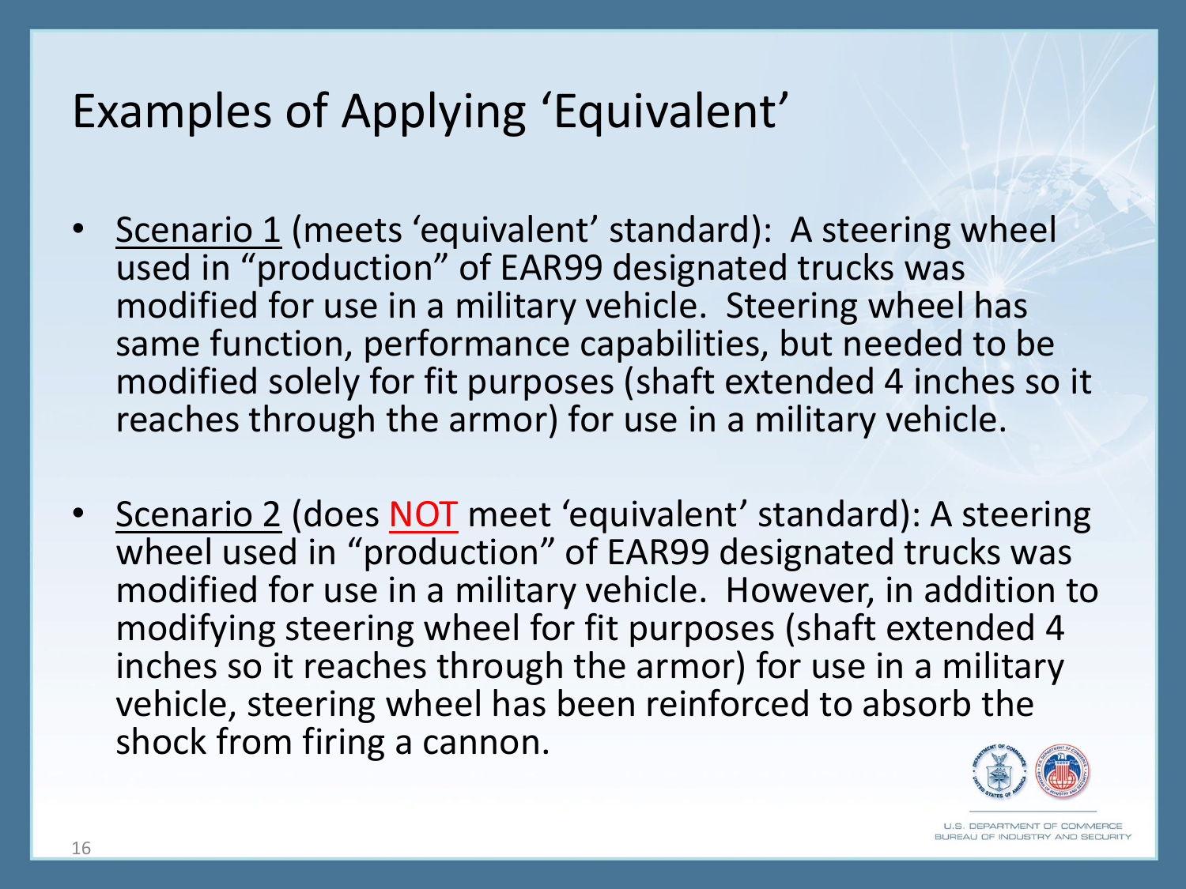# Examples of Applying 'Equivalent'

- Scenario 1 (meets 'equivalent' standard): A steering wheel used in "production" of EAR99 designated trucks was modified for use in a military vehicle. Steering wheel has same function, performance capabilities, but needed to be modified solely for fit purposes (shaft extended 4 inches so it reaches through the armor) for use in a military vehicle.

- Scenario 2 (does NOT meet 'equivalent' standard): A steering wheel used in "production" of EAR99 designated trucks was modified for use in a military vehicle. However, in addition to modifying steering wheel for fit purposes (shaft extended 4 inches so it reaches through the armor) for use in a military vehicle, steering wheel has been reinforced to absorb the shock from firing a cannon.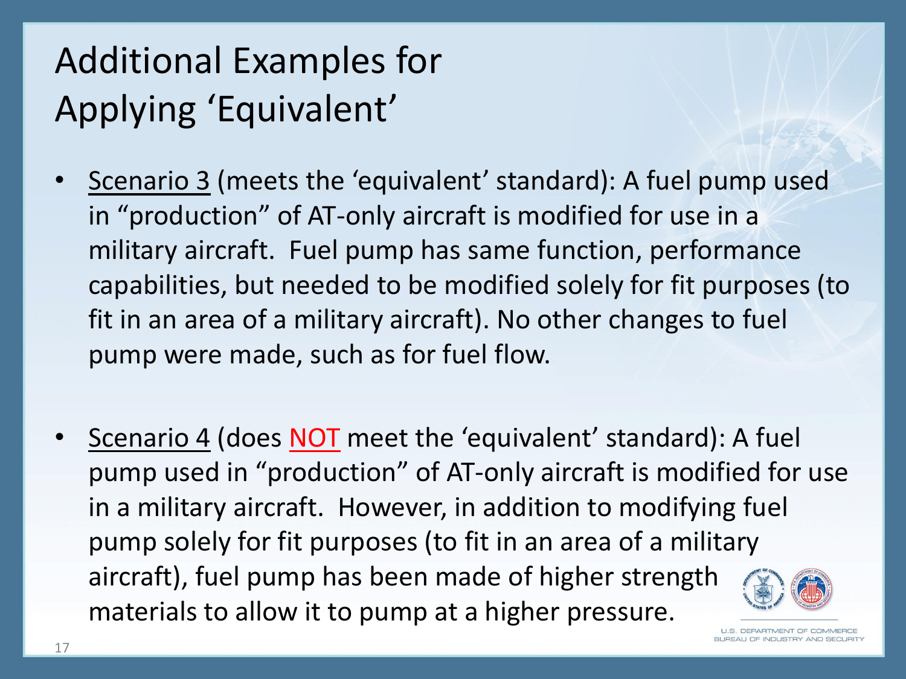# Additional Examples for Applying 'Equivalent'

- Scenario 3 (meets the 'equivalent' standard): A fuel pump used in "production" of AT-only aircraft is modified for use in a military aircraft. Fuel pump has same function, performance capabilities, but needed to be modified solely for fit purposes (to fit in an area of a military aircraft). No other changes to fuel pump were made, such as for fuel flow.

- Scenario 4 (does NOT meet the 'equivalent' standard): A fuel pump used in "production" of AT-only aircraft is modified for use in a military aircraft. However, in addition to modifying fuel pump solely for fit purposes (to fit in an area of a military aircraft), fuel pump has been made of higher strength materials to allow it to pump at a higher pressure.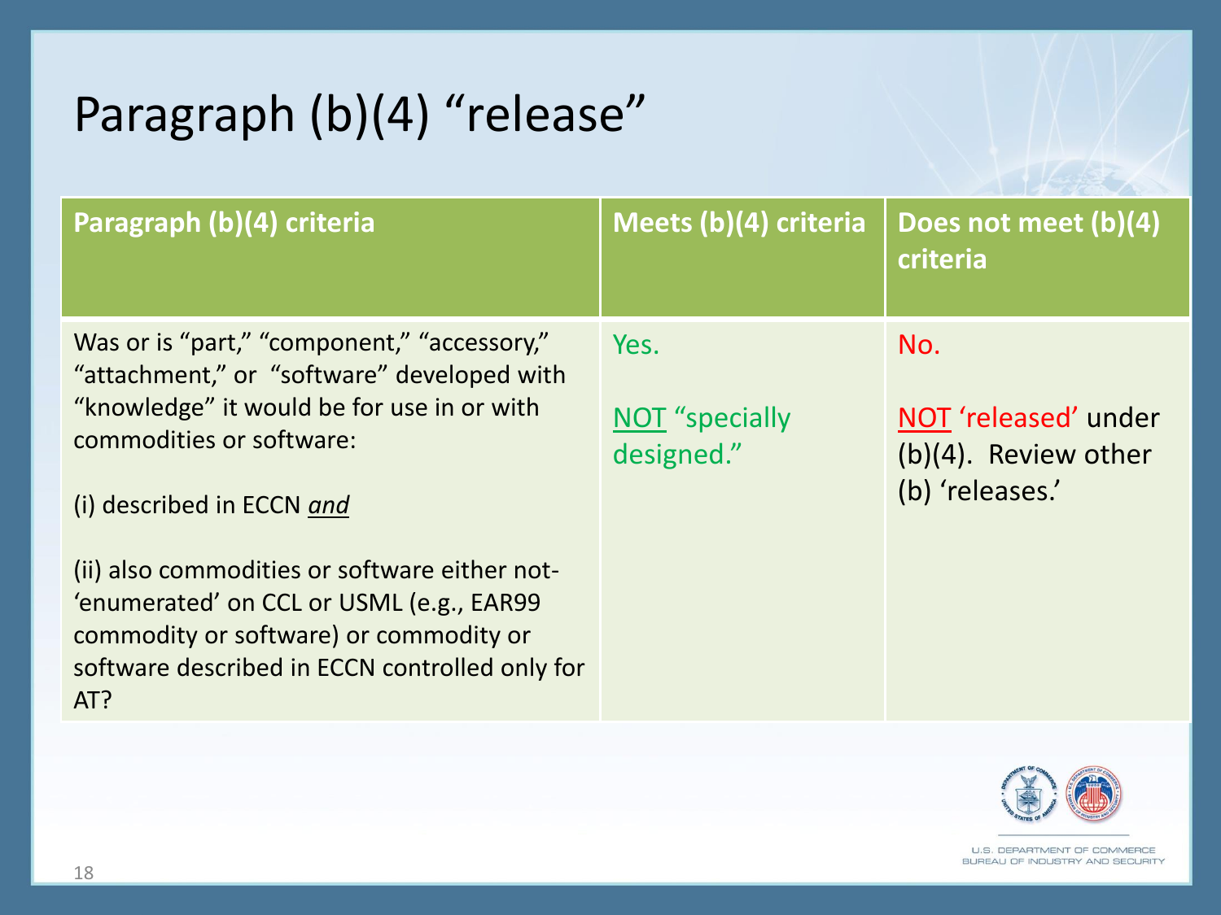# Paragraph (b)(4) "release"

| Paragraph (b)(4) criteria | Meets (b)(4) criteria | Does not meet (b)(4) criteria |
|---|---|---|
| Was or is "part," "component," "accessory," "attachment," or "software" developed with "knowledge" it would be for use in or with commodities or software:<br><br>(i) described in ECCN ***and***<br><br>(ii) also commodities or software either not-'enumerated' on CCL or USML (e.g., EAR99 commodity or software) or commodity or software described in ECCN controlled only for AT? | Yes.<br><br>NOT "specially designed." | No.<br><br>NOT 'released' under (b)(4). Review other (b) 'releases.' |

U.S. DEPARTMENT OF COMMERCE
BUREAU OF INDUSTRY AND SECURITY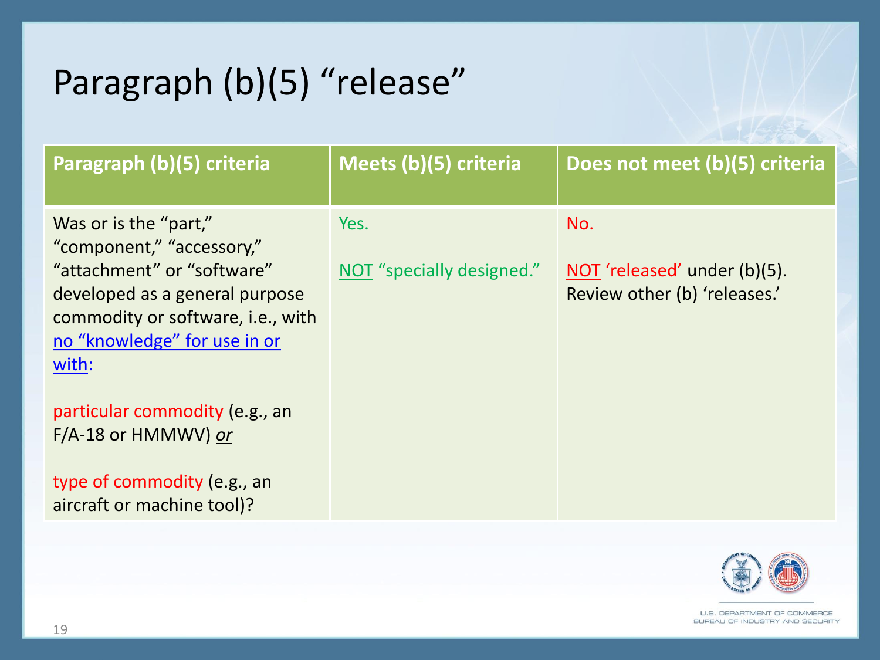# Paragraph (b)(5) “release”

| Paragraph (b)(5) criteria | Meets (b)(5) criteria | Does not meet (b)(5) criteria |
|---|---|---|
| Was or is the “part,” “component,” “accessory,” “attachment” or “software” developed as a general purpose commodity or software, i.e., with no “knowledge” for use in or with:<br><br>particular commodity (e.g., an F/A-18 or HMMWV) *or*<br><br>type of commodity (e.g., an aircraft or machine tool)? | Yes.<br><br>NOT “specially designed.” | No.<br><br>NOT ‘released’ under (b)(5). Review other (b) ‘releases.’ |

U.S. DEPARTMENT OF COMMERCE
BUREAU OF INDUSTRY AND SECURITY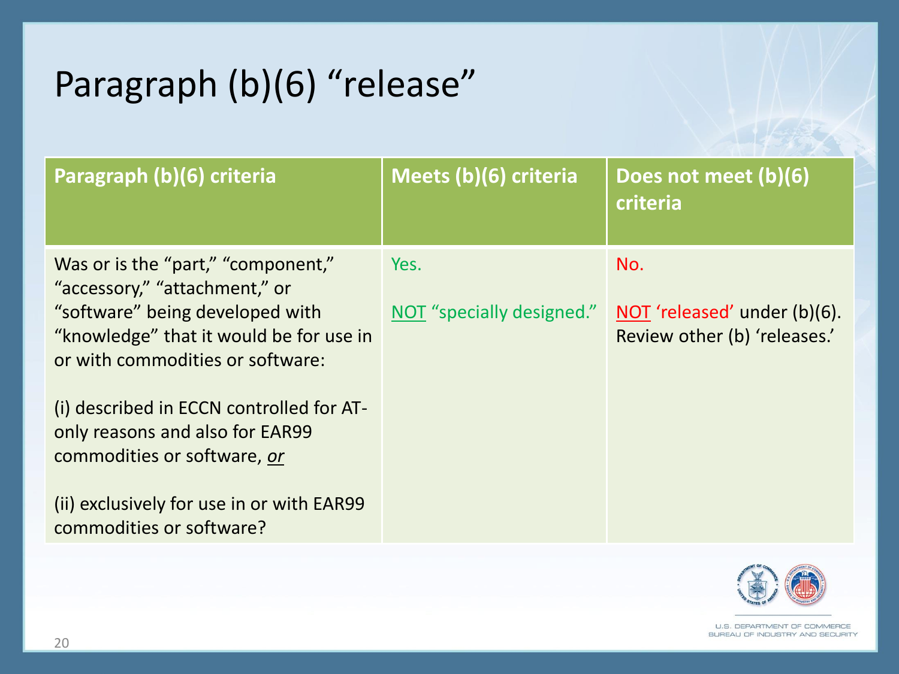# Paragraph (b)(6) "release"

| Paragraph (b)(6) criteria | Meets (b)(6) criteria | Does not meet (b)(6) criteria |
|---|---|---|
| Was or is the "part," "component," "accessory," "attachment," or "software" being developed with "knowledge" that it would be for use in or with commodities or software:<br><br>(i) described in ECCN controlled for AT-only reasons and also for EAR99 commodities or software, *or*<br><br>(ii) exclusively for use in or with EAR99 commodities or software? | Yes.<br><br>NOT "specially designed." | No.<br><br>NOT 'released' under (b)(6). Review other (b) 'releases.' |

U.S. DEPARTMENT OF COMMERCE
BUREAU OF INDUSTRY AND SECURITY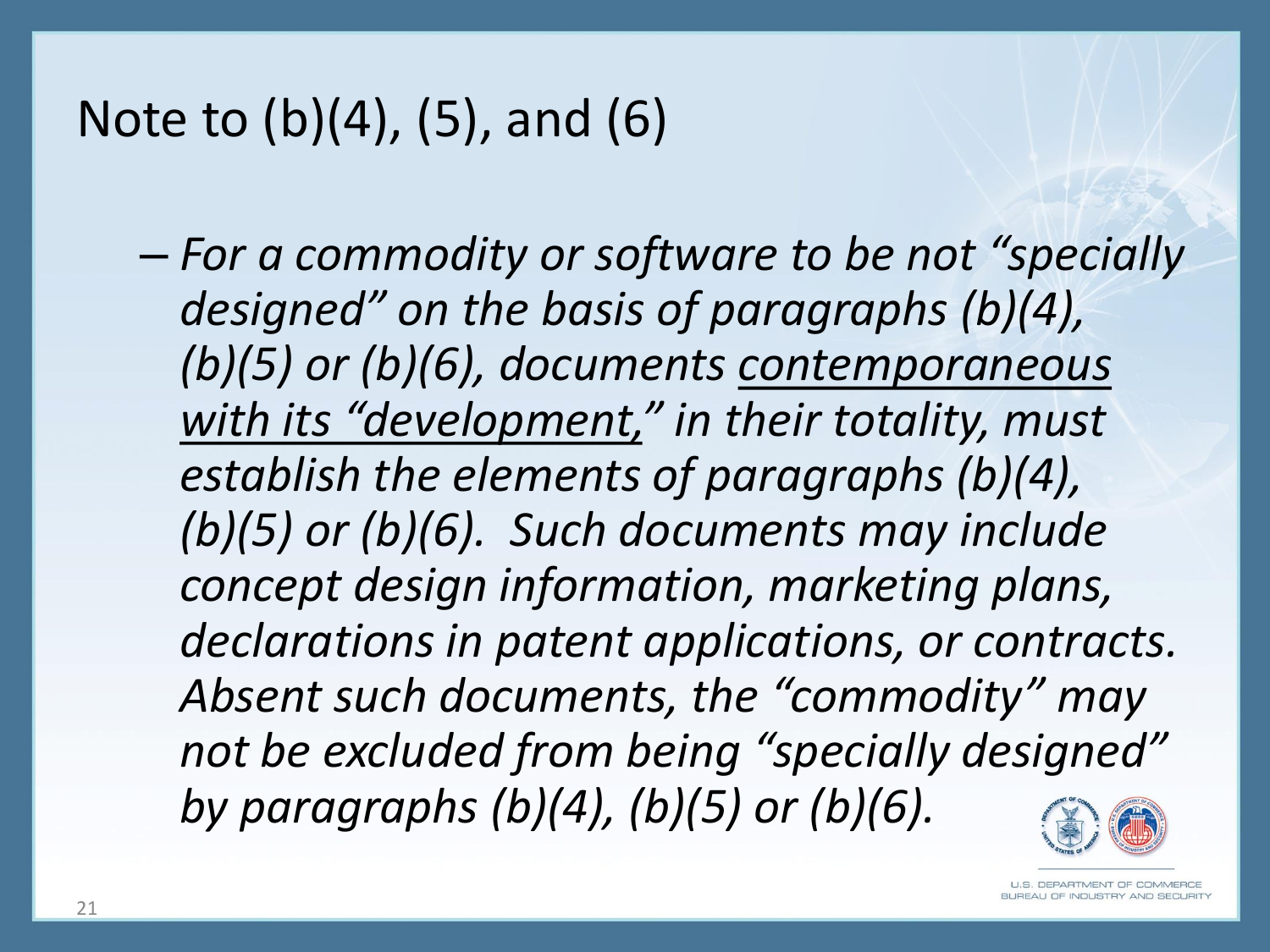# Note to (b)(4), (5), and (6)

- *For a commodity or software to be not "specially designed" on the basis of paragraphs (b)(4), (b)(5) or (b)(6), documents <u>contemporaneous with its "development,"</u> in their totality, must establish the elements of paragraphs (b)(4), (b)(5) or (b)(6). Such documents may include concept design information, marketing plans, declarations in patent applications, or contracts. Absent such documents, the "commodity" may not be excluded from being "specially designed" by paragraphs (b)(4), (b)(5) or (b)(6).*

U.S. DEPARTMENT OF COMMERCE
BUREAU OF INDUSTRY AND SECURITY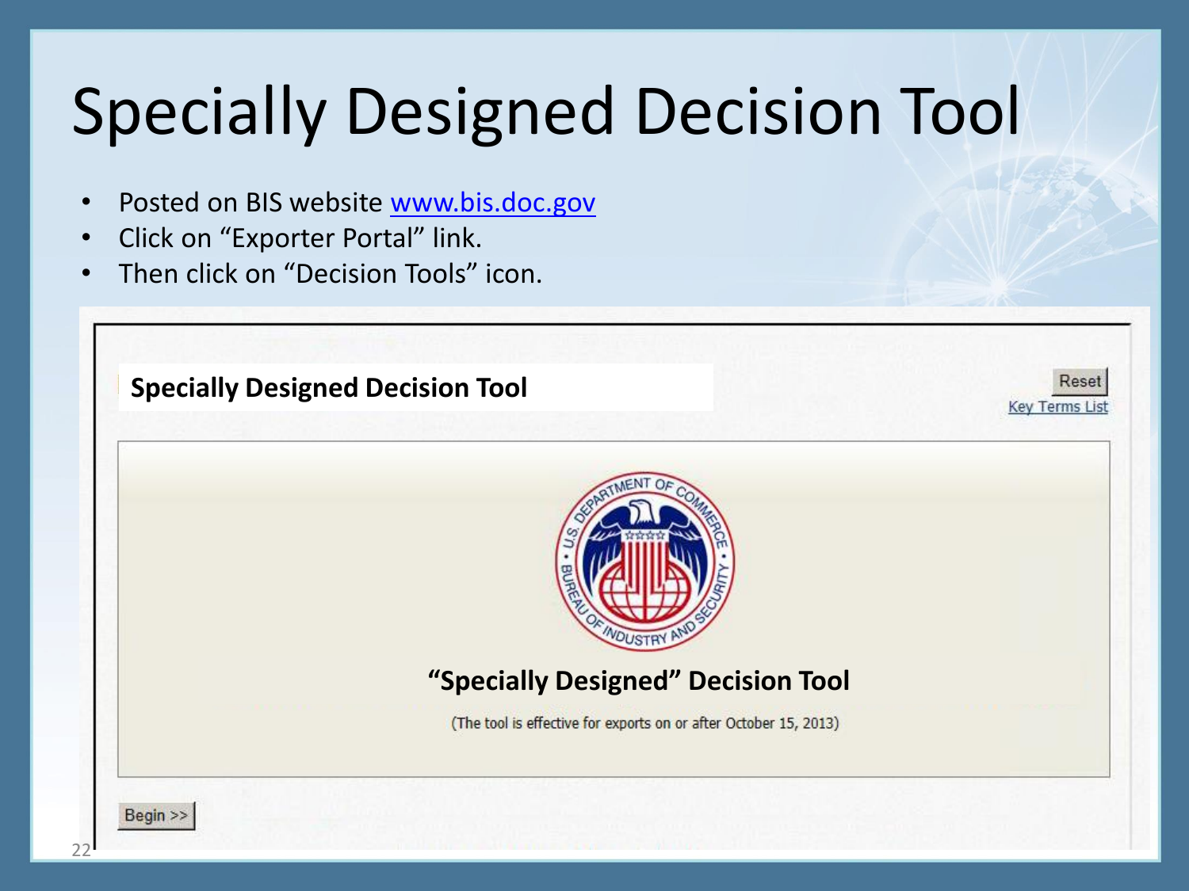# Specially Designed Decision Tool

- Posted on BIS website [www.bis.doc.gov](http://www.bis.doc.gov)
- Click on "Exporter Portal" link.
- Then click on "Decision Tools" icon.

**Specially Designed Decision Tool**

Reset

Key Terms List

**"Specially Designed" Decision Tool**

(The tool is effective for exports on or after October 15, 2013)

Begin >>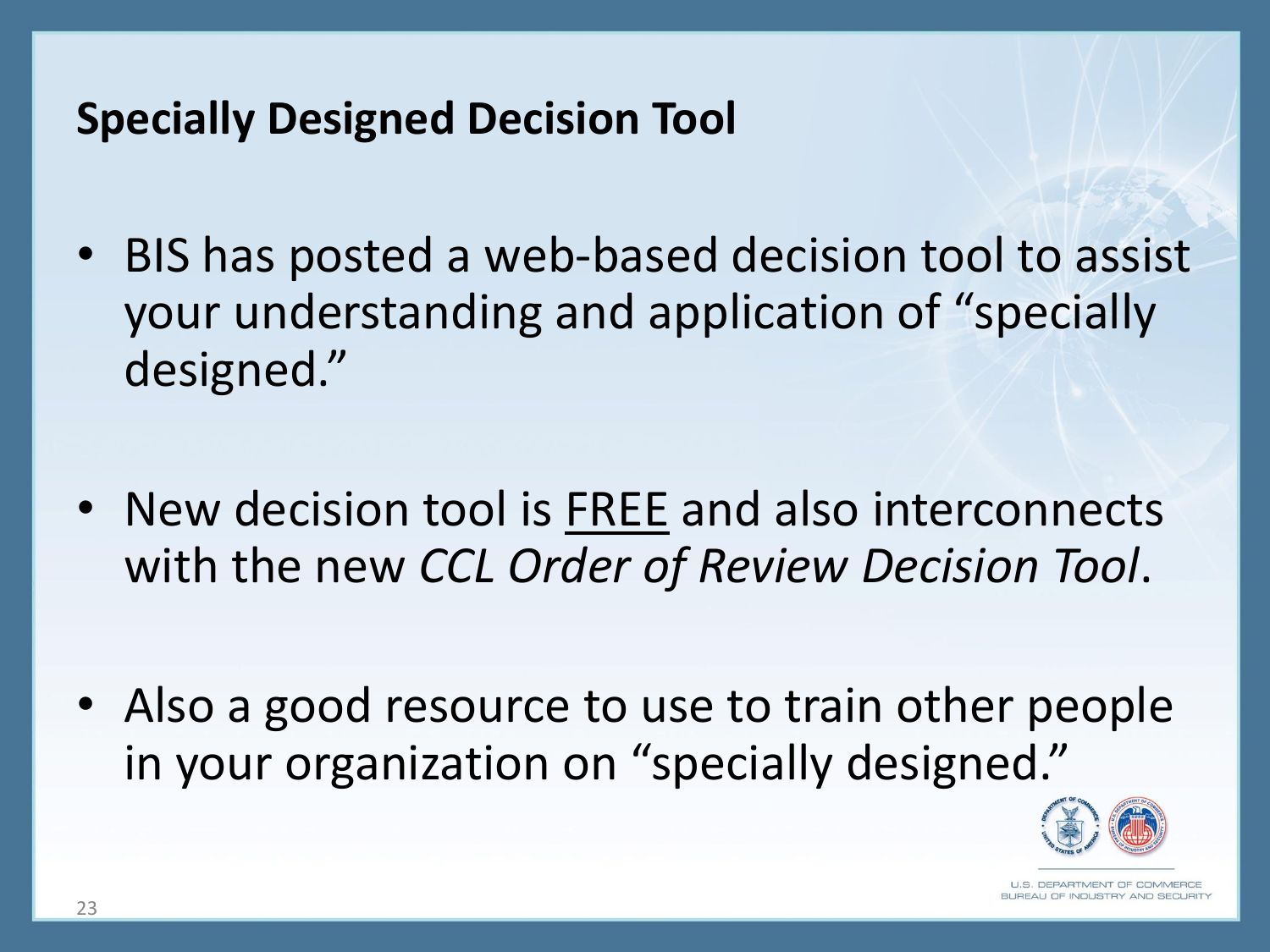## Specially Designed Decision Tool

- BIS has posted a web-based decision tool to assist your understanding and application of "specially designed."
- New decision tool is <u>FREE</u> and also interconnects with the new *CCL Order of Review Decision Tool*.
- Also a good resource to use to train other people in your organization on "specially designed."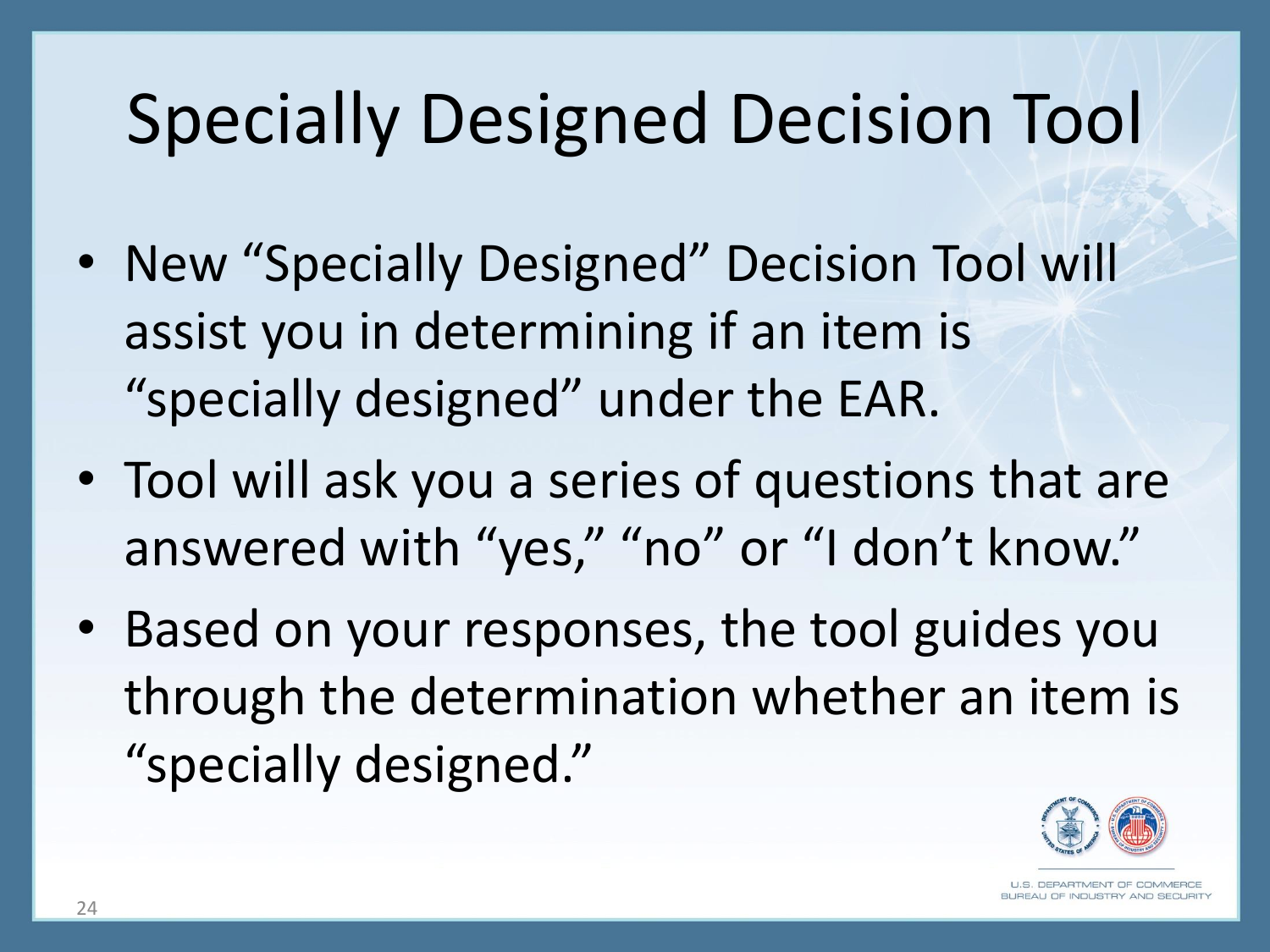# Specially Designed Decision Tool

- New "Specially Designed" Decision Tool will assist you in determining if an item is "specially designed" under the EAR.
- Tool will ask you a series of questions that are answered with "yes," "no" or "I don't know."
- Based on your responses, the tool guides you through the determination whether an item is "specially designed."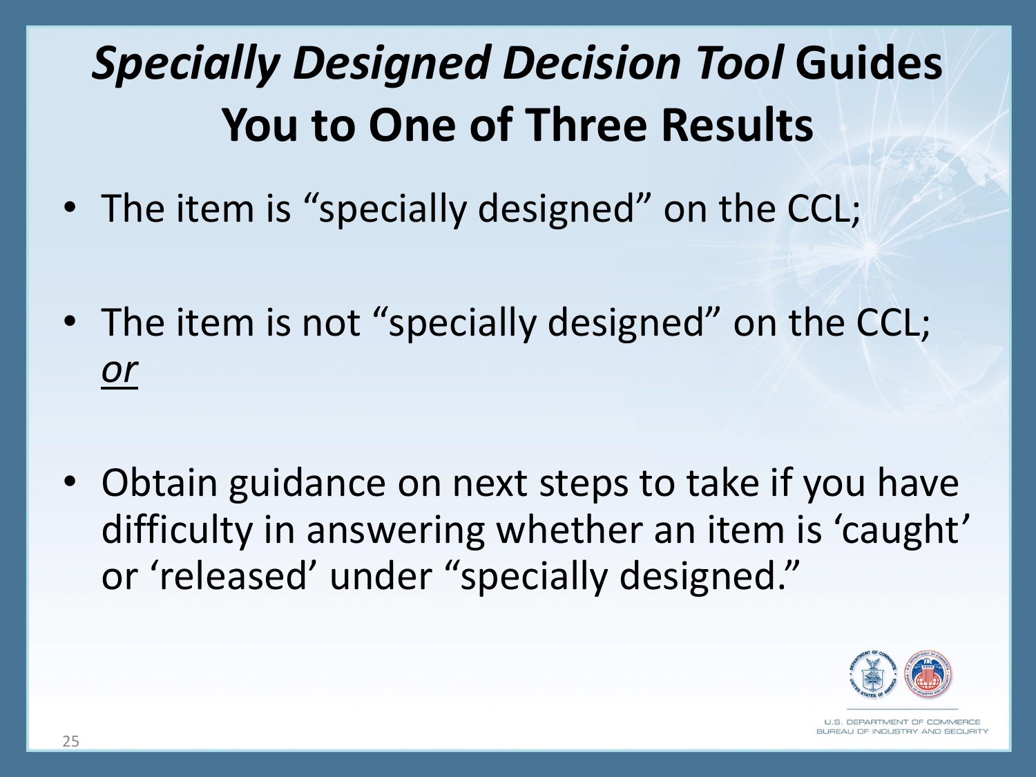# *Specially Designed Decision Tool* Guides You to One of Three Results

- The item is "specially designed" on the CCL;
- The item is not "specially designed" on the CCL; *or*
- Obtain guidance on next steps to take if you have difficulty in answering whether an item is 'caught' or 'released' under "specially designed."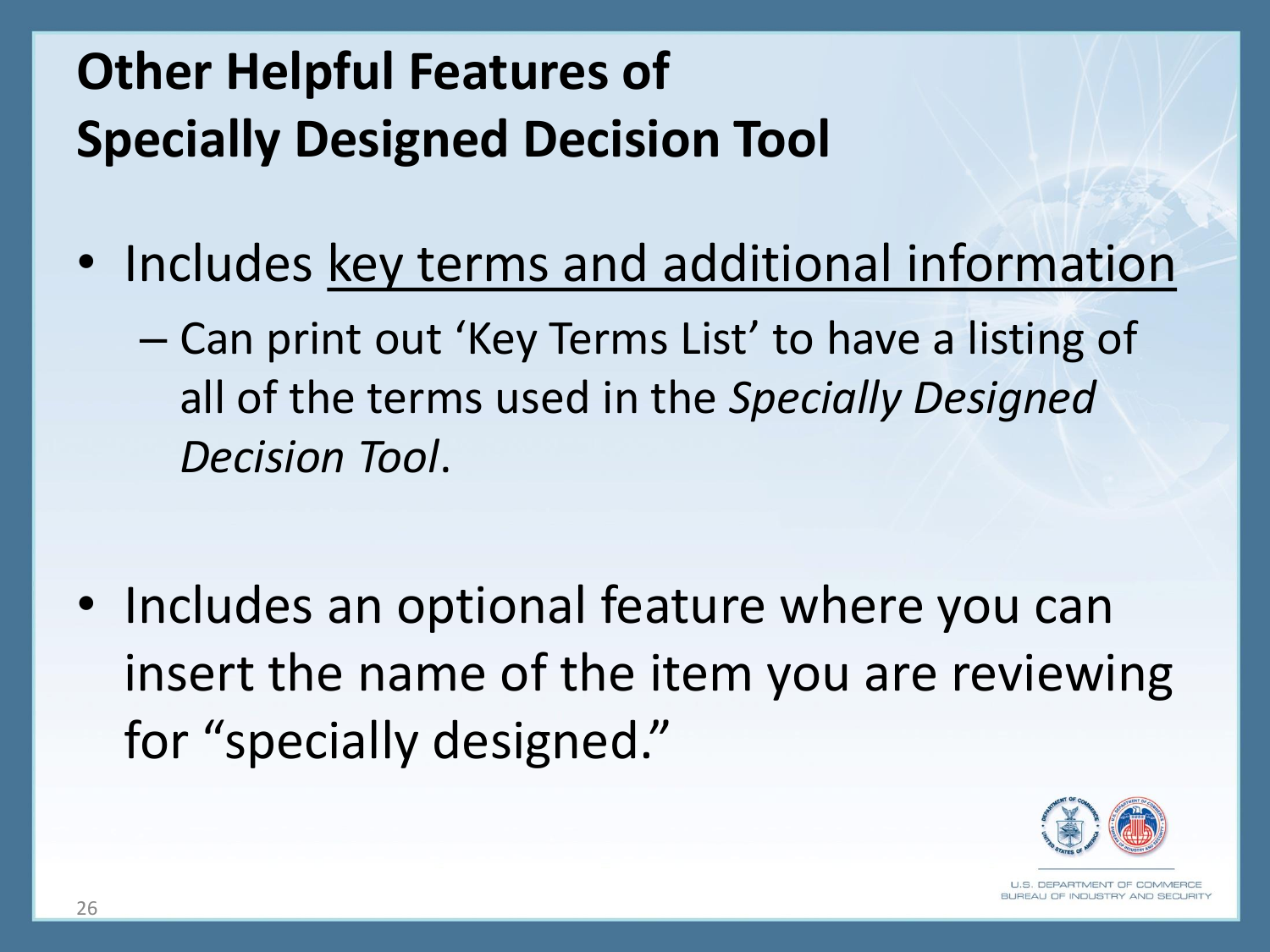# Other Helpful Features of Specially Designed Decision Tool

- Includes key terms and additional information
  - Can print out 'Key Terms List' to have a listing of all of the terms used in the *Specially Designed Decision Tool*.

- Includes an optional feature where you can insert the name of the item you are reviewing for "specially designed."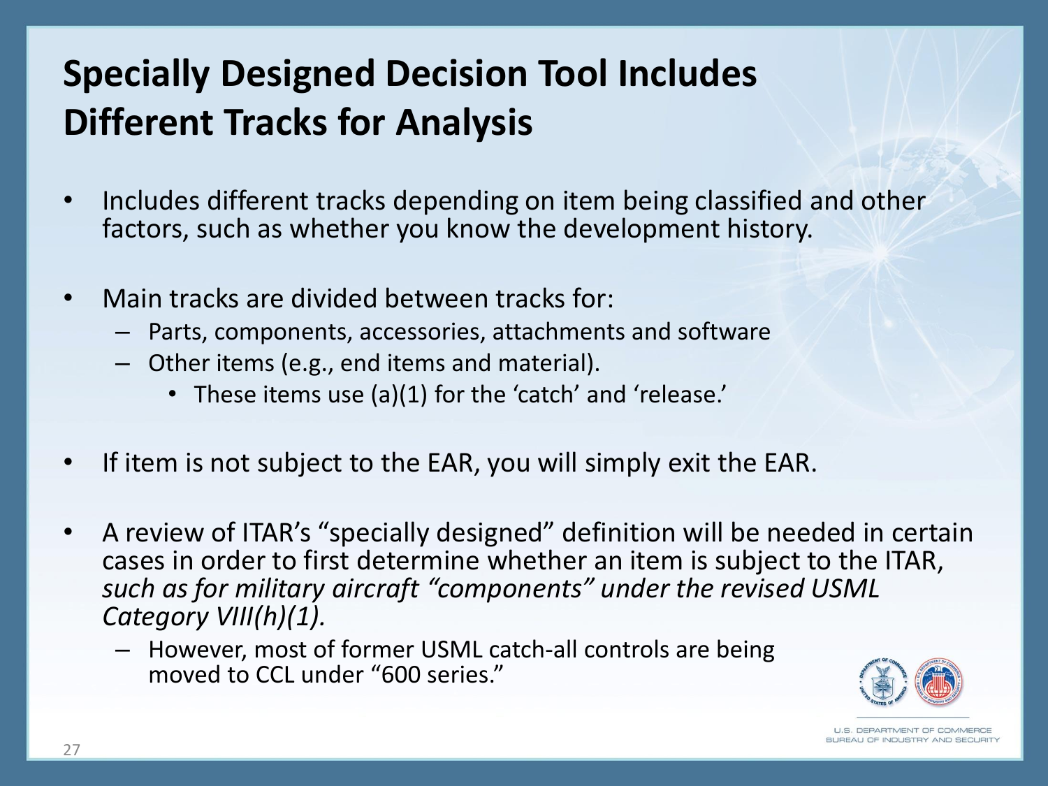# Specially Designed Decision Tool Includes Different Tracks for Analysis

- Includes different tracks depending on item being classified and other factors, such as whether you know the development history.
- Main tracks are divided between tracks for:
  - Parts, components, accessories, attachments and software
  - Other items (e.g., end items and material).
    - These items use (a)(1) for the 'catch' and 'release.'
- If item is not subject to the EAR, you will simply exit the EAR.
- A review of ITAR's "specially designed" definition will be needed in certain cases in order to first determine whether an item is subject to the ITAR, *such as for military aircraft "components" under the revised USML Category VIII(h)(1).*
  - However, most of former USML catch-all controls are being moved to CCL under "600 series."

U.S. DEPARTMENT OF COMMERCE
BUREAU OF INDUSTRY AND SECURITY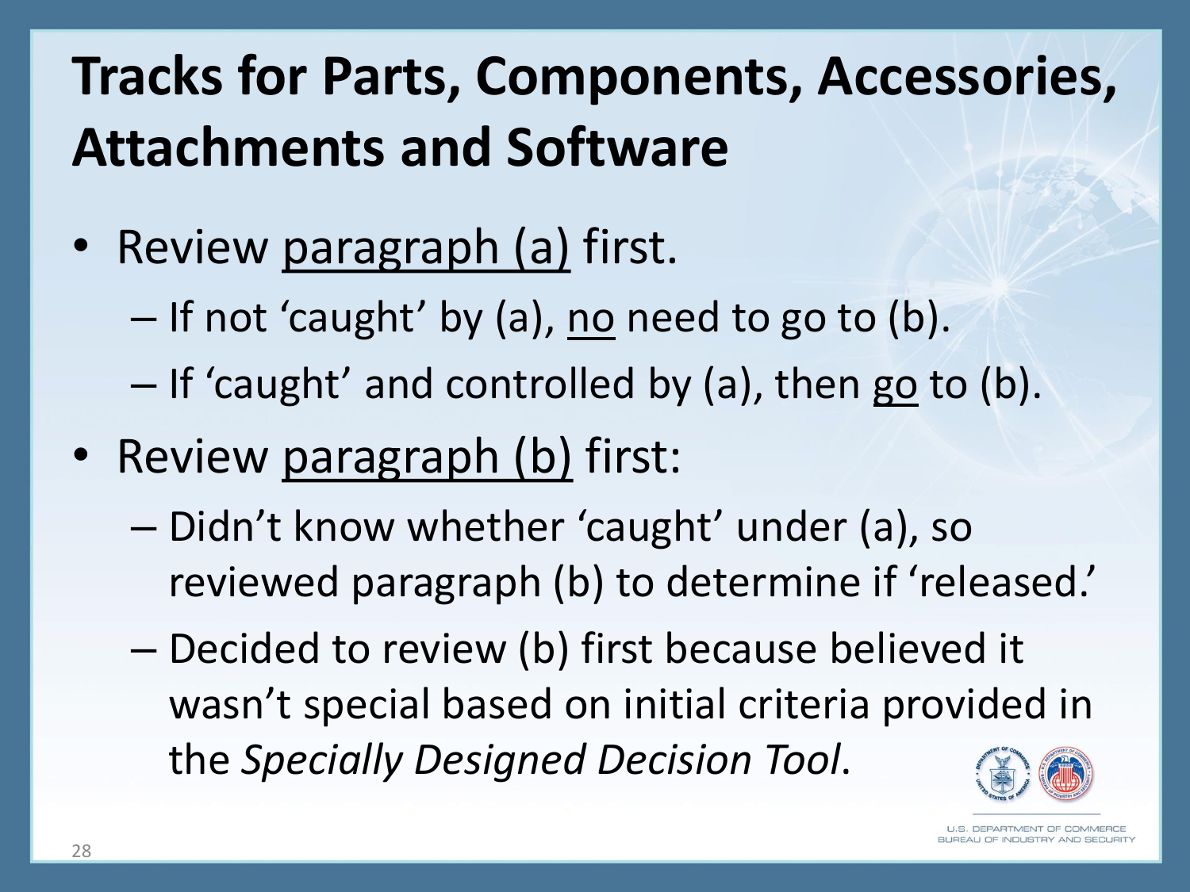# Tracks for Parts, Components, Accessories, Attachments and Software

- Review paragraph (a) first.
  - If not 'caught' by (a), no need to go to (b).
  - If 'caught' and controlled by (a), then go to (b).
- Review paragraph (b) first:
  - Didn't know whether 'caught' under (a), so reviewed paragraph (b) to determine if 'released.'
  - Decided to review (b) first because believed it wasn't special based on initial criteria provided in the *Specially Designed Decision Tool*.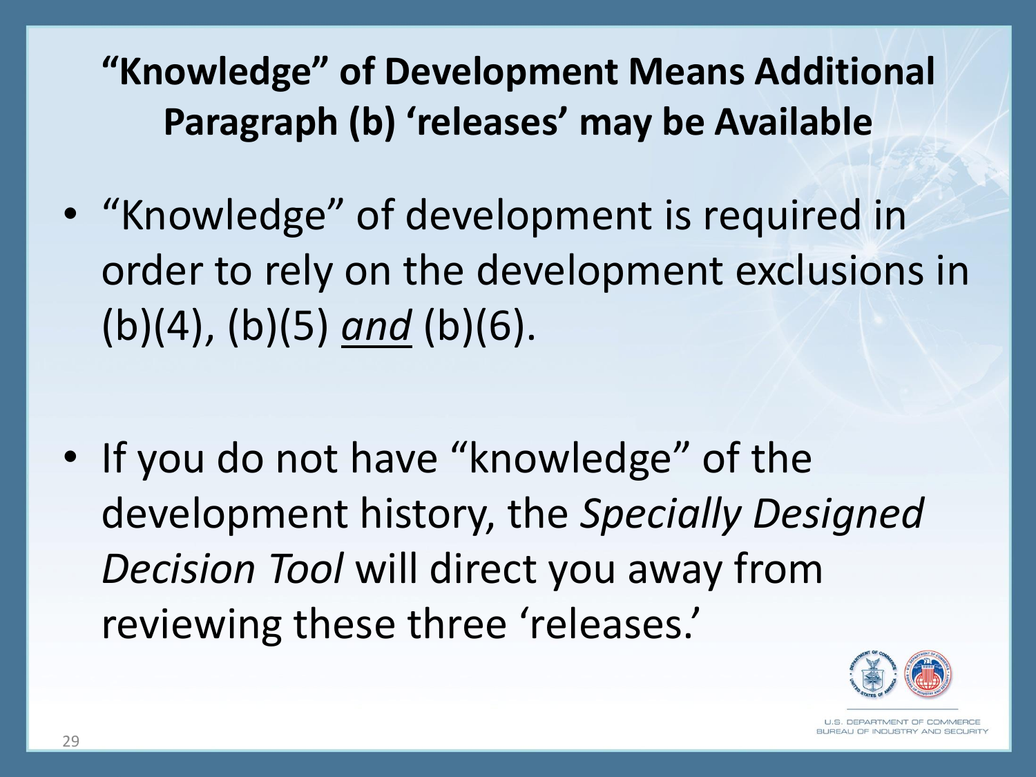# "Knowledge" of Development Means Additional Paragraph (b) 'releases' may be Available

- "Knowledge" of development is required in order to rely on the development exclusions in (b)(4), (b)(5) *and* (b)(6).

- If you do not have "knowledge" of the development history, the *Specially Designed Decision Tool* will direct you away from reviewing these three 'releases.'

U.S. DEPARTMENT OF COMMERCE
BUREAU OF INDUSTRY AND SECURITY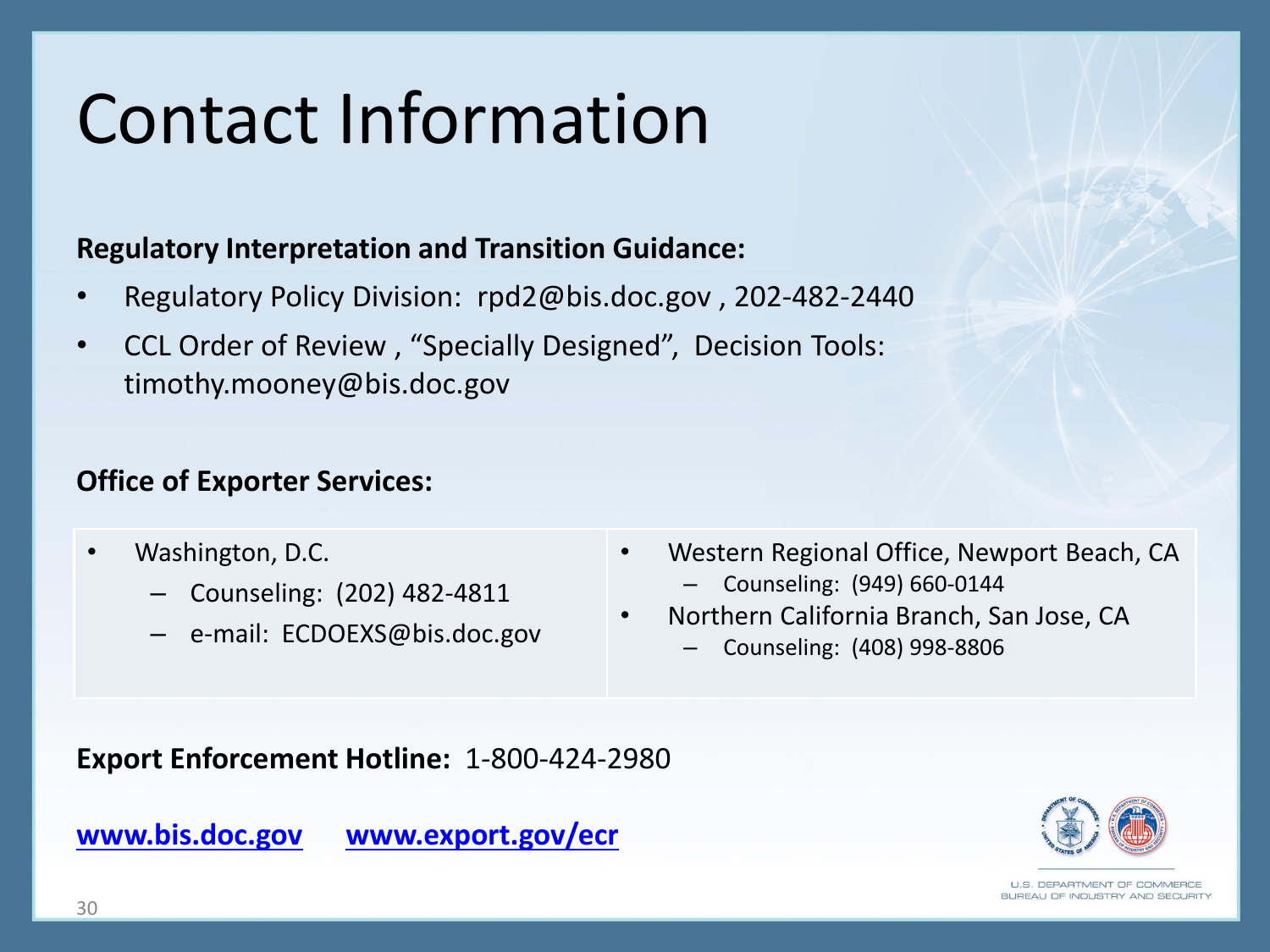# Contact Information

**Regulatory Interpretation and Transition Guidance:**

- Regulatory Policy Division: rpd2@bis.doc.gov , 202-482-2440
- CCL Order of Review , “Specially Designed”, Decision Tools: timothy.mooney@bis.doc.gov

**Office of Exporter Services:**

- Washington, D.C.
  - Counseling: (202) 482-4811
  - e-mail: ECDOEXS@bis.doc.gov
- Western Regional Office, Newport Beach, CA
  - Counseling: (949) 660-0144
- Northern California Branch, San Jose, CA
  - Counseling: (408) 998-8806

**Export Enforcement Hotline:** 1-800-424-2980

[www.bis.doc.gov](http://www.bis.doc.gov) [www.export.gov/ecr](http://www.export.gov/ecr)

U.S. DEPARTMENT OF COMMERCE
BUREAU OF INDUSTRY AND SECURITY